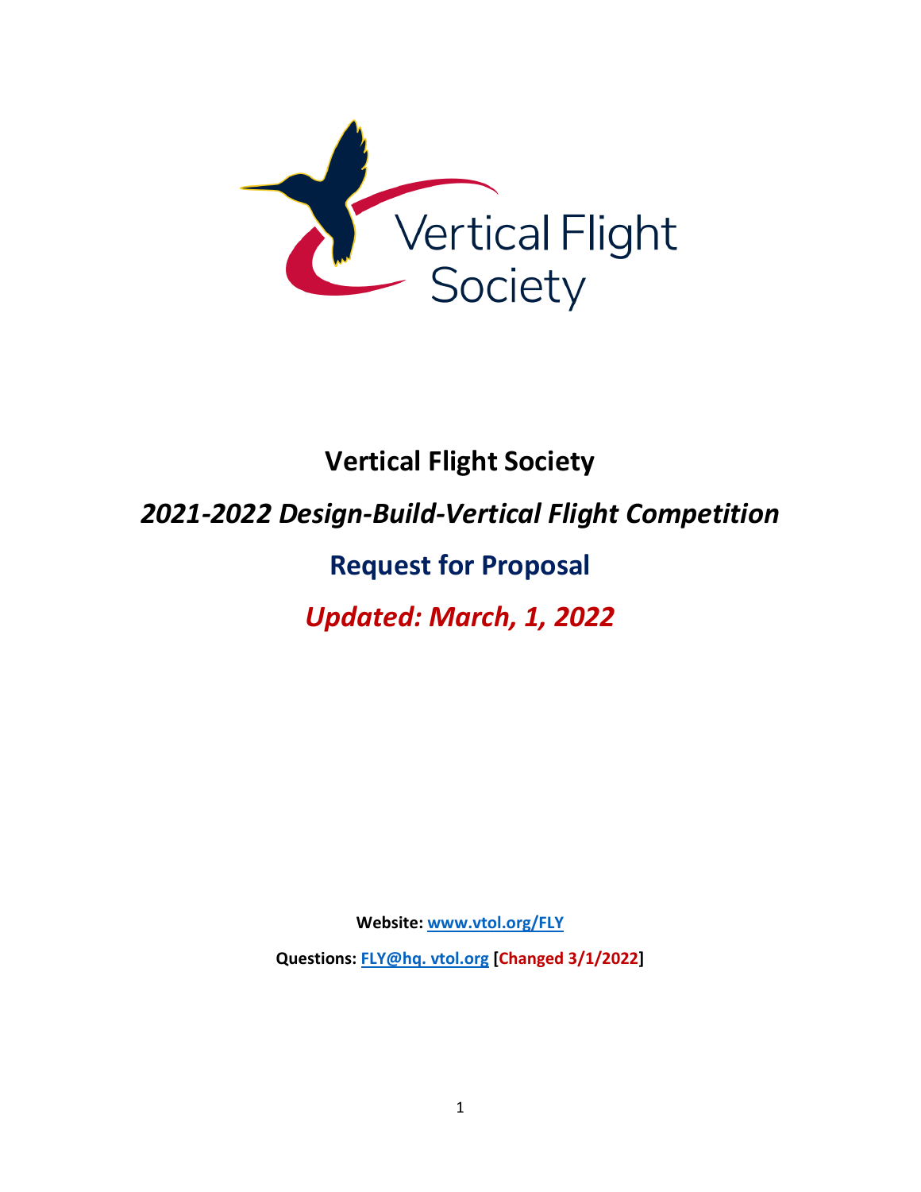# Vertical Flight Society

## *2021-2022 Design-Build-Vertical Flight Competition*

## Request for Proposal

## *Updated: March, 1, 2022*

**Website: [www.vtol.org/FLY](www.vtol.org/FLY)**

**Questions: [FLY@hq. vtol.org](mailto:FLY@hq.vtol.org) [Changed 3/1/2022]**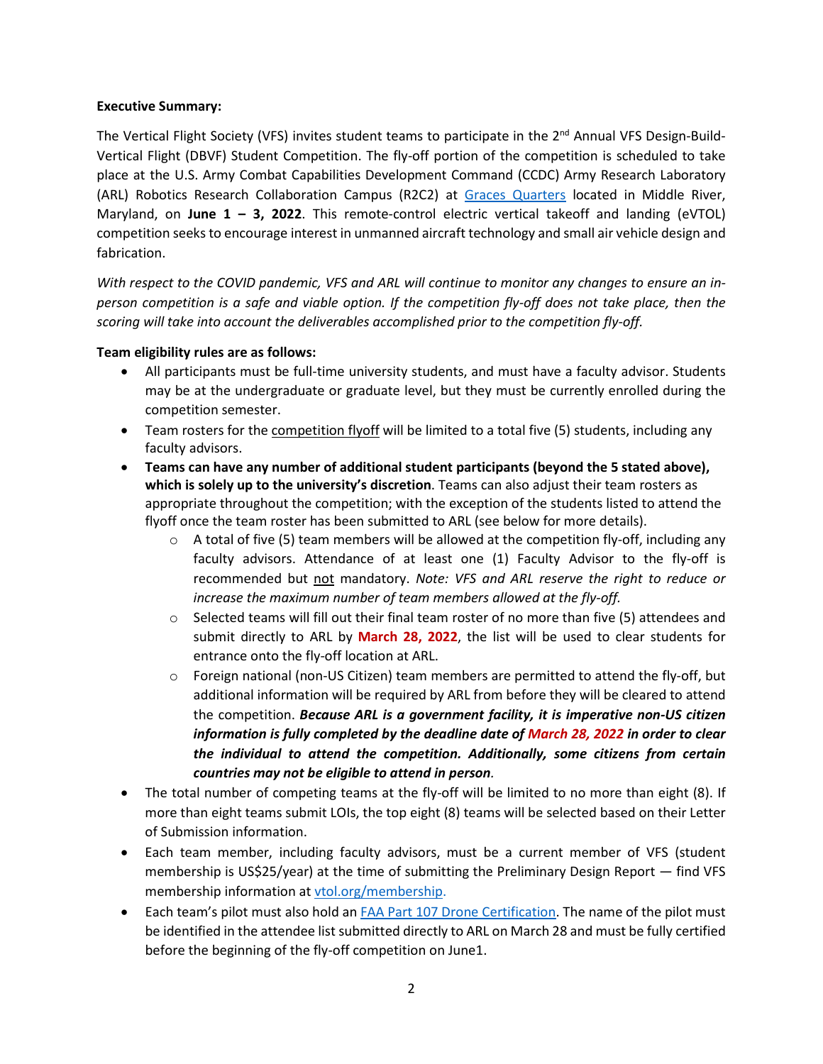**Executive Summary:**

The Vertical Flight Society (VFS) invites student teams to participate in the 2nd Annual VFS Design-Build-Vertical Flight (DBVF) Student Competition. The fly-off portion of the competition is scheduled to take place at the U.S. Army Combat Capabilities Development Command (CCDC) Army Research Laboratory (ARL) Robotics Research Collaboration Campus (R2C2) at Graces Quarters located in Middle River, Maryland, on **June 1 – 3, 2022**. This remote-control electric vertical takeoff and landing (eVTOL) competition seeks to encourage interest in unmanned aircraft technology and small air vehicle design and fabrication.

*With respect to the COVID pandemic, VFS and ARL will continue to monitor any changes to ensure an in-person competition is a safe and viable option. If the competition fly-off does not take place, then the scoring will take into account the deliverables accomplished prior to the competition fly-off.*

**Team eligibility rules are as follows:**

- All participants must be full-time university students, and must have a faculty advisor. Students may be at the undergraduate or graduate level, but they must be currently enrolled during the competition semester.
- Team rosters for the competition flyoff will be limited to a total five (5) students, including any faculty advisors.
- **Teams can have any number of additional student participants (beyond the 5 stated above), which is solely up to the university's discretion**. Teams can also adjust their team rosters as appropriate throughout the competition; with the exception of the students listed to attend the flyoff once the team roster has been submitted to ARL (see below for more details).
    - A total of five (5) team members will be allowed at the competition fly-off, including any faculty advisors. Attendance of at least one (1) Faculty Advisor to the fly-off is recommended but not mandatory. *Note: VFS and ARL reserve the right to reduce or increase the maximum number of team members allowed at the fly-off.*
    - Selected teams will fill out their final team roster of no more than five (5) attendees and submit directly to ARL by **March 28, 2022**, the list will be used to clear students for entrance onto the fly-off location at ARL.
    - Foreign national (non-US Citizen) team members are permitted to attend the fly-off, but additional information will be required by ARL from before they will be cleared to attend the competition. ***Because ARL is a government facility, it is imperative non-US citizen information is fully completed by the deadline date of March 28, 2022 in order to clear the individual to attend the competition. Additionally, some citizens from certain countries may not be eligible to attend in person.***
- The total number of competing teams at the fly-off will be limited to no more than eight (8). If more than eight teams submit LOIs, the top eight (8) teams will be selected based on their Letter of Submission information.
- Each team member, including faculty advisors, must be a current member of VFS (student membership is US$25/year) at the time of submitting the Preliminary Design Report — find VFS membership information at vtol.org/membership.
- Each team's pilot must also hold an FAA Part 107 Drone Certification. The name of the pilot must be identified in the attendee list submitted directly to ARL on March 28 and must be fully certified before the beginning of the fly-off competition on June1.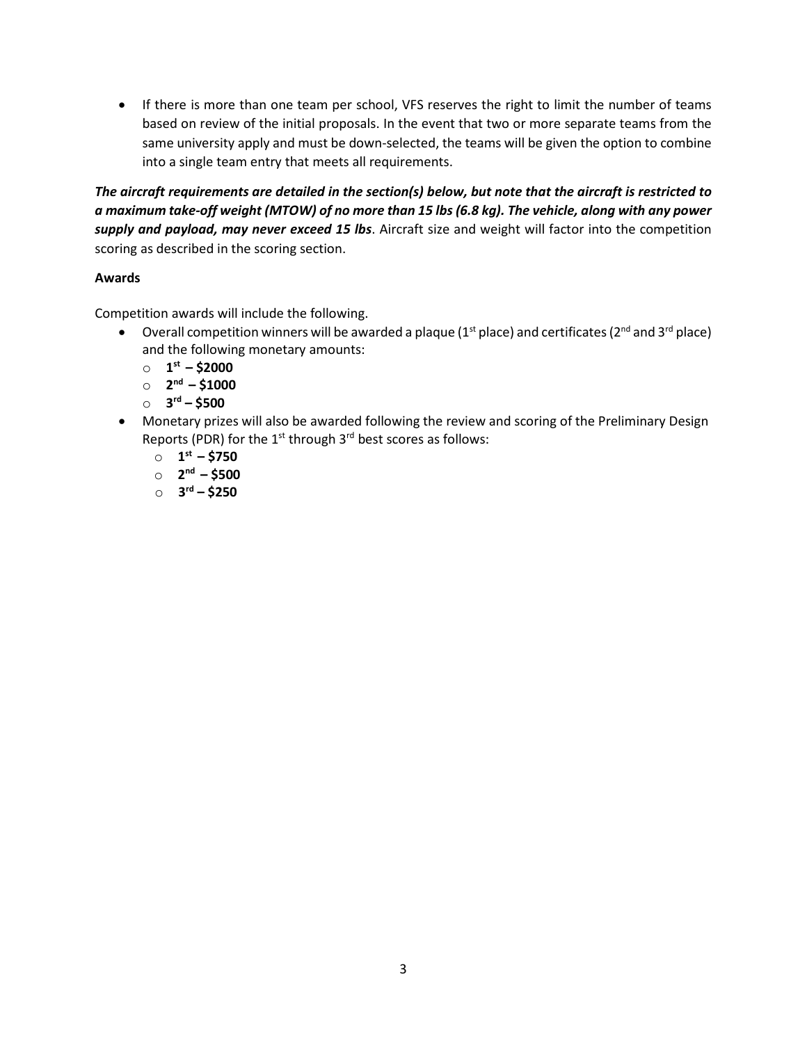- If there is more than one team per school, VFS reserves the right to limit the number of teams based on review of the initial proposals. In the event that two or more separate teams from the same university apply and must be down-selected, the teams will be given the option to combine into a single team entry that meets all requirements.

***The aircraft requirements are detailed in the section(s) below, but note that the aircraft is restricted to a maximum take-off weight (MTOW) of no more than 15 lbs (6.8 kg). The vehicle, along with any power supply and payload, may never exceed 15 lbs***. Aircraft size and weight will factor into the competition scoring as described in the scoring section.

**Awards**

Competition awards will include the following.

- Overall competition winners will be awarded a plaque (1st place) and certificates (2nd and 3rd place) and the following monetary amounts:
  - **1st – $2000**
  - **2nd – $1000**
  - **3rd – $500**
- Monetary prizes will also be awarded following the review and scoring of the Preliminary Design Reports (PDR) for the 1st through 3rd best scores as follows:
  - **1st – $750**
  - **2nd – $500**
  - **3rd – $250**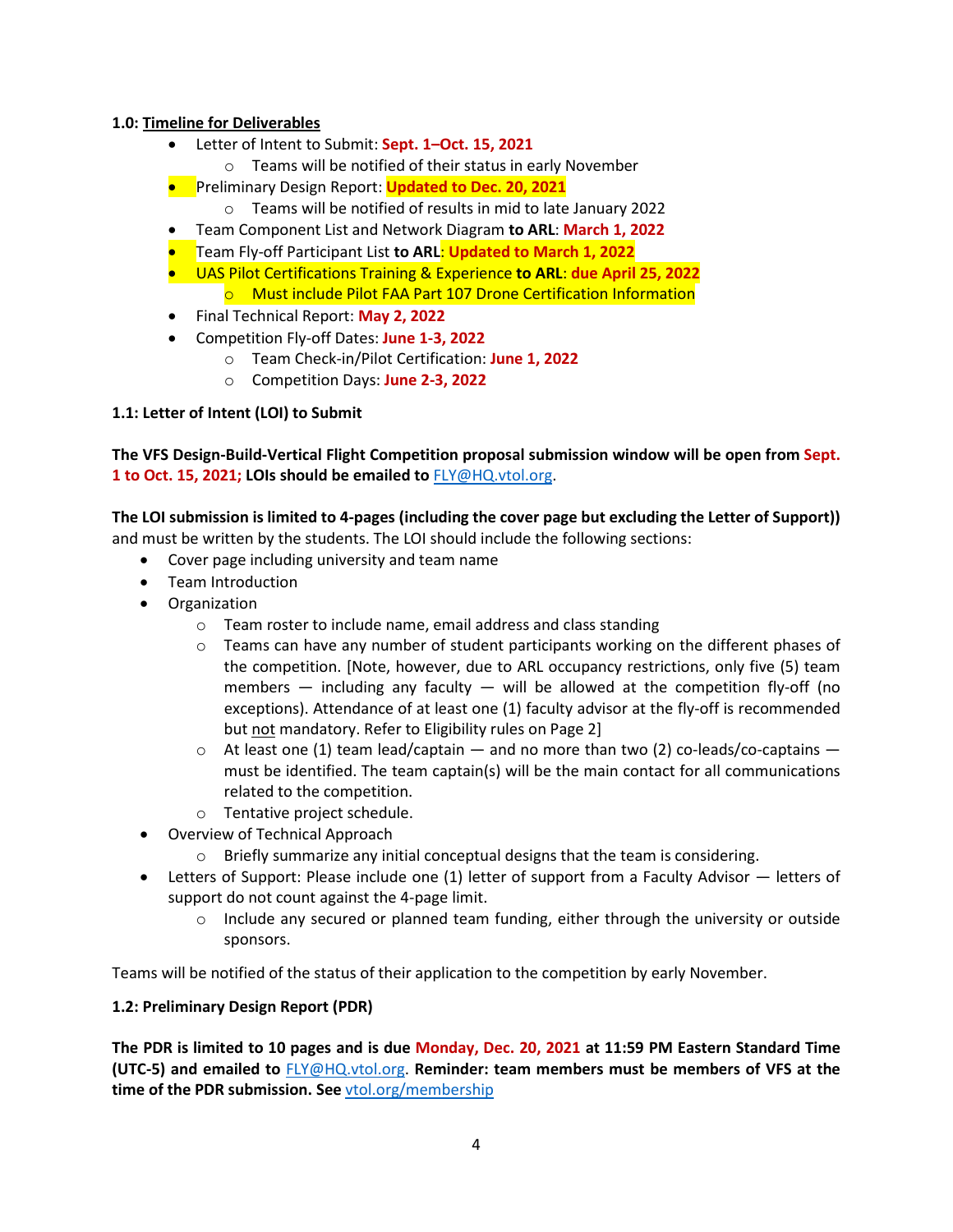**1.0: <u>Timeline for Deliverables</u>**

- Letter of Intent to Submit: **Sept. 1–Oct. 15, 2021**
  - Teams will be notified of their status in early November
- Preliminary Design Report: **Updated to Dec. 20, 2021**
  - Teams will be notified of results in mid to late January 2022
- Team Component List and Network Diagram **to ARL**: **March 1, 2022**
- Team Fly-off Participant List **to ARL**: **Updated to March 1, 2022**
- UAS Pilot Certifications Training & Experience **to ARL**: **due April 25, 2022**
  - Must include Pilot FAA Part 107 Drone Certification Information
- Final Technical Report: **May 2, 2022**
- Competition Fly-off Dates: **June 1-3, 2022**
  - Team Check-in/Pilot Certification: **June 1, 2022**
  - Competition Days: **June 2-3, 2022**

**1.1: Letter of Intent (LOI) to Submit**

**The VFS Design-Build-Vertical Flight Competition proposal submission window will be open from Sept. 1 to Oct. 15, 2021; LOIs should be emailed to** FLY@HQ.vtol.org.

**The LOI submission is limited to 4-pages (including the cover page but excluding the Letter of Support))** and must be written by the students. The LOI should include the following sections:

- Cover page including university and team name
- Team Introduction
- Organization
  - Team roster to include name, email address and class standing
  - Teams can have any number of student participants working on the different phases of the competition. [Note, however, due to ARL occupancy restrictions, only five (5) team members — including any faculty — will be allowed at the competition fly-off (no exceptions). Attendance of at least one (1) faculty advisor at the fly-off is recommended but <u>not</u> mandatory. Refer to Eligibility rules on Page 2]
  - At least one (1) team lead/captain — and no more than two (2) co-leads/co-captains — must be identified. The team captain(s) will be the main contact for all communications related to the competition.
  - Tentative project schedule.
- Overview of Technical Approach
  - Briefly summarize any initial conceptual designs that the team is considering.
- Letters of Support: Please include one (1) letter of support from a Faculty Advisor — letters of support do not count against the 4-page limit.
  - Include any secured or planned team funding, either through the university or outside sponsors.

Teams will be notified of the status of their application to the competition by early November.

**1.2: Preliminary Design Report (PDR)**

**The PDR is limited to 10 pages and is due Monday, Dec. 20, 2021 at 11:59 PM Eastern Standard Time (UTC-5) and emailed to** FLY@HQ.vtol.org**. Reminder: team members must be members of VFS at the time of the PDR submission. See** vtol.org/membership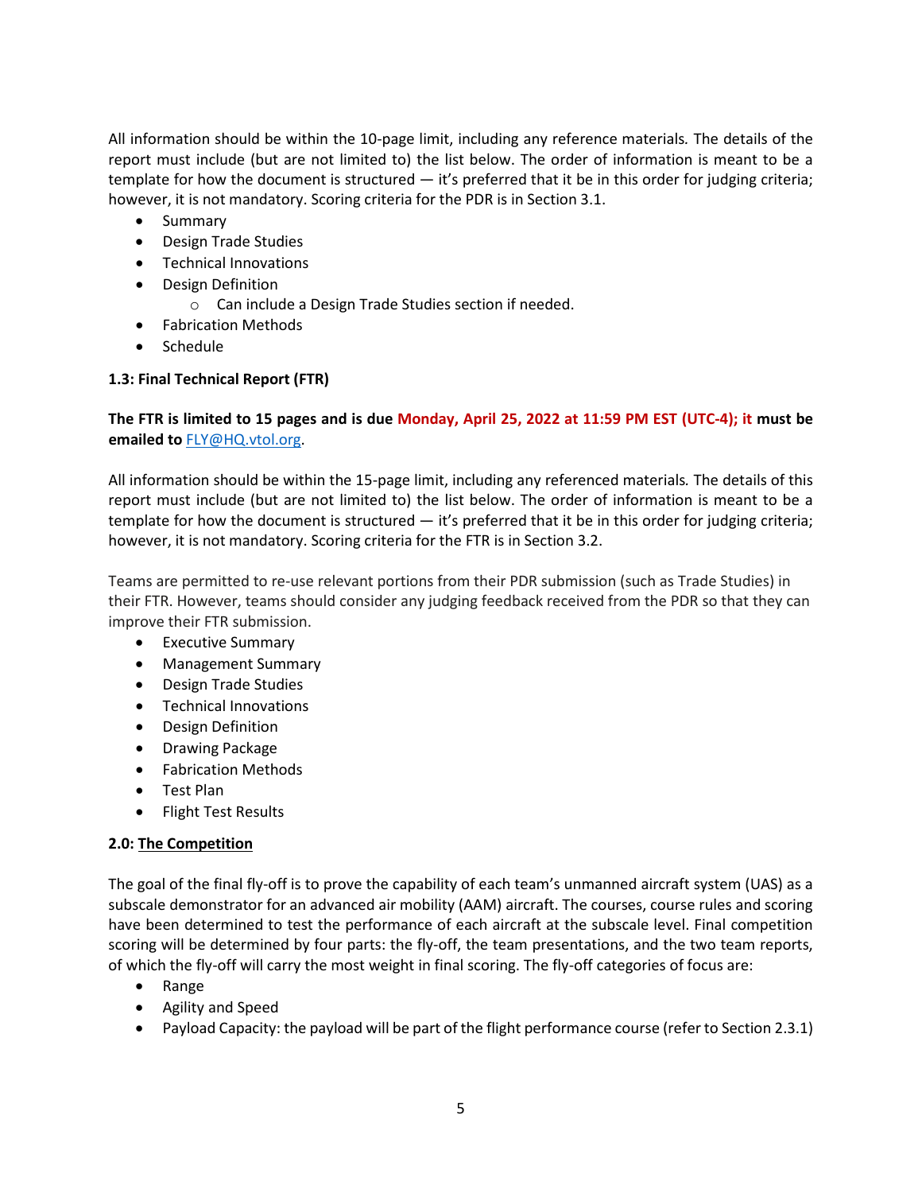All information should be within the 10-page limit, including any reference materials. The details of the report must include (but are not limited to) the list below. The order of information is meant to be a template for how the document is structured — it's preferred that it be in this order for judging criteria; however, it is not mandatory. Scoring criteria for the PDR is in Section 3.1.

- Summary
- Design Trade Studies
- Technical Innovations
- Design Definition
  - Can include a Design Trade Studies section if needed.
- Fabrication Methods
- Schedule

**1.3: Final Technical Report (FTR)**

**The FTR is limited to 15 pages and is due Monday, April 25, 2022 at 11:59 PM EST (UTC-4); it must be emailed to [FLY@HQ.vtol.org](mailto:FLY@HQ.vtol.org).**

All information should be within the 15-page limit, including any referenced materials. The details of this report must include (but are not limited to) the list below. The order of information is meant to be a template for how the document is structured — it's preferred that it be in this order for judging criteria; however, it is not mandatory. Scoring criteria for the FTR is in Section 3.2.

Teams are permitted to re-use relevant portions from their PDR submission (such as Trade Studies) in their FTR. However, teams should consider any judging feedback received from the PDR so that they can improve their FTR submission.

- Executive Summary
- Management Summary
- Design Trade Studies
- Technical Innovations
- Design Definition
- Drawing Package
- Fabrication Methods
- Test Plan
- Flight Test Results

**2.0: <u>The Competition</u>**

The goal of the final fly-off is to prove the capability of each team's unmanned aircraft system (UAS) as a subscale demonstrator for an advanced air mobility (AAM) aircraft. The courses, course rules and scoring have been determined to test the performance of each aircraft at the subscale level. Final competition scoring will be determined by four parts: the fly-off, the team presentations, and the two team reports, of which the fly-off will carry the most weight in final scoring. The fly-off categories of focus are:

- Range
- Agility and Speed
- Payload Capacity: the payload will be part of the flight performance course (refer to Section 2.3.1)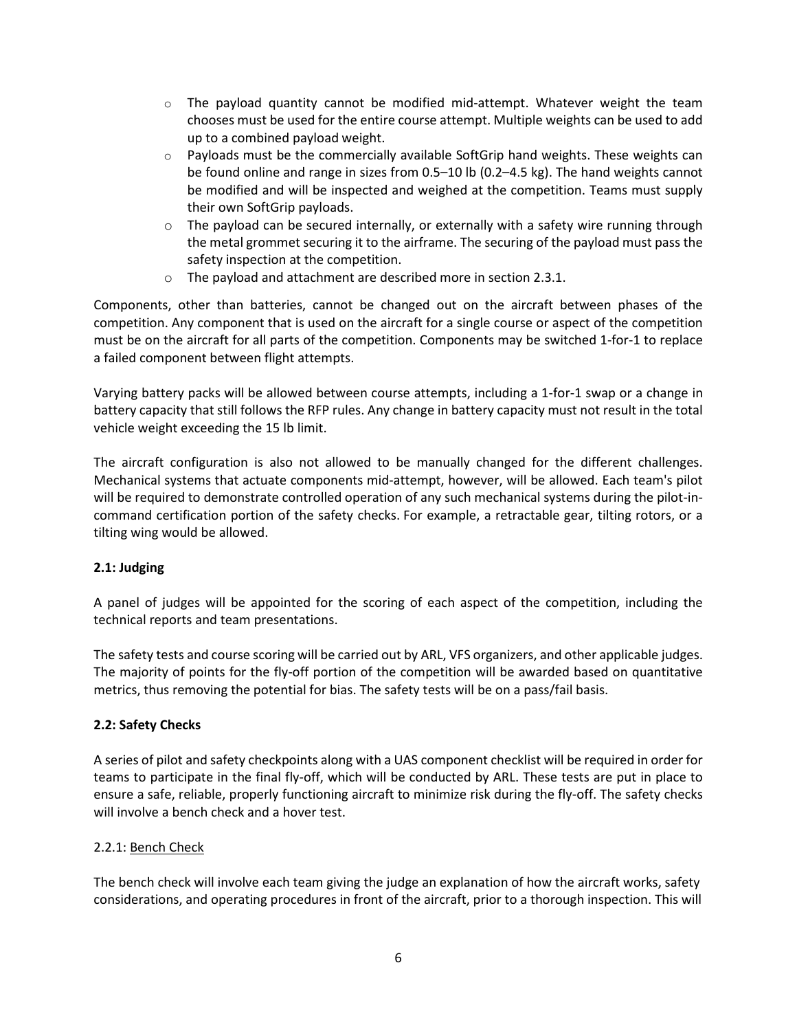- The payload quantity cannot be modified mid-attempt. Whatever weight the team chooses must be used for the entire course attempt. Multiple weights can be used to add up to a combined payload weight.
- Payloads must be the commercially available SoftGrip hand weights. These weights can be found online and range in sizes from 0.5–10 lb (0.2–4.5 kg). The hand weights cannot be modified and will be inspected and weighed at the competition. Teams must supply their own SoftGrip payloads.
- The payload can be secured internally, or externally with a safety wire running through the metal grommet securing it to the airframe. The securing of the payload must pass the safety inspection at the competition.
- The payload and attachment are described more in section 2.3.1.

Components, other than batteries, cannot be changed out on the aircraft between phases of the competition. Any component that is used on the aircraft for a single course or aspect of the competition must be on the aircraft for all parts of the competition. Components may be switched 1-for-1 to replace a failed component between flight attempts.

Varying battery packs will be allowed between course attempts, including a 1-for-1 swap or a change in battery capacity that still follows the RFP rules. Any change in battery capacity must not result in the total vehicle weight exceeding the 15 lb limit.

The aircraft configuration is also not allowed to be manually changed for the different challenges. Mechanical systems that actuate components mid-attempt, however, will be allowed. Each team's pilot will be required to demonstrate controlled operation of any such mechanical systems during the pilot-in-command certification portion of the safety checks. For example, a retractable gear, tilting rotors, or a tilting wing would be allowed.

**2.1: Judging**

A panel of judges will be appointed for the scoring of each aspect of the competition, including the technical reports and team presentations.

The safety tests and course scoring will be carried out by ARL, VFS organizers, and other applicable judges. The majority of points for the fly-off portion of the competition will be awarded based on quantitative metrics, thus removing the potential for bias. The safety tests will be on a pass/fail basis.

**2.2: Safety Checks**

A series of pilot and safety checkpoints along with a UAS component checklist will be required in order for teams to participate in the final fly-off, which will be conducted by ARL. These tests are put in place to ensure a safe, reliable, properly functioning aircraft to minimize risk during the fly-off. The safety checks will involve a bench check and a hover test.

2.2.1: <u>Bench Check</u>

The bench check will involve each team giving the judge an explanation of how the aircraft works, safety considerations, and operating procedures in front of the aircraft, prior to a thorough inspection. This will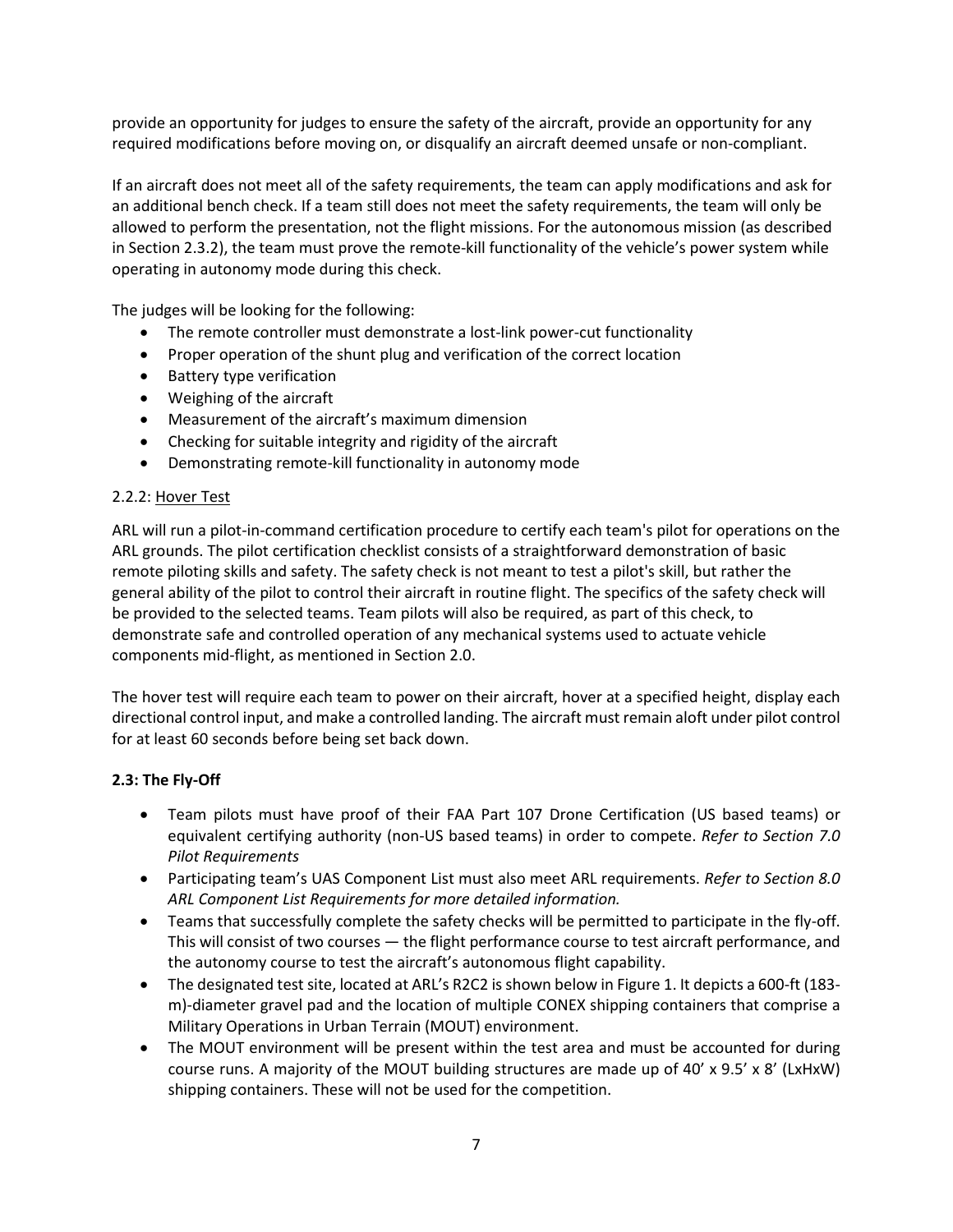provide an opportunity for judges to ensure the safety of the aircraft, provide an opportunity for any required modifications before moving on, or disqualify an aircraft deemed unsafe or non-compliant.

If an aircraft does not meet all of the safety requirements, the team can apply modifications and ask for an additional bench check. If a team still does not meet the safety requirements, the team will only be allowed to perform the presentation, not the flight missions. For the autonomous mission (as described in Section 2.3.2), the team must prove the remote-kill functionality of the vehicle's power system while operating in autonomy mode during this check.

The judges will be looking for the following:

- The remote controller must demonstrate a lost-link power-cut functionality
- Proper operation of the shunt plug and verification of the correct location
- Battery type verification
- Weighing of the aircraft
- Measurement of the aircraft's maximum dimension
- Checking for suitable integrity and rigidity of the aircraft
- Demonstrating remote-kill functionality in autonomy mode

### 2.2.2: Hover Test

ARL will run a pilot-in-command certification procedure to certify each team's pilot for operations on the ARL grounds. The pilot certification checklist consists of a straightforward demonstration of basic remote piloting skills and safety. The safety check is not meant to test a pilot's skill, but rather the general ability of the pilot to control their aircraft in routine flight. The specifics of the safety check will be provided to the selected teams. Team pilots will also be required, as part of this check, to demonstrate safe and controlled operation of any mechanical systems used to actuate vehicle components mid-flight, as mentioned in Section 2.0.

The hover test will require each team to power on their aircraft, hover at a specified height, display each directional control input, and make a controlled landing. The aircraft must remain aloft under pilot control for at least 60 seconds before being set back down.

## 2.3: The Fly-Off

- Team pilots must have proof of their FAA Part 107 Drone Certification (US based teams) or equivalent certifying authority (non-US based teams) in order to compete. *Refer to Section 7.0 Pilot Requirements*
- Participating team's UAS Component List must also meet ARL requirements. *Refer to Section 8.0 ARL Component List Requirements for more detailed information.*
- Teams that successfully complete the safety checks will be permitted to participate in the fly-off. This will consist of two courses — the flight performance course to test aircraft performance, and the autonomy course to test the aircraft's autonomous flight capability.
- The designated test site, located at ARL's R2C2 is shown below in Figure 1. It depicts a 600-ft (183-m)-diameter gravel pad and the location of multiple CONEX shipping containers that comprise a Military Operations in Urban Terrain (MOUT) environment.
- The MOUT environment will be present within the test area and must be accounted for during course runs. A majority of the MOUT building structures are made up of 40' x 9.5' x 8' (LxHxW) shipping containers. These will not be used for the competition.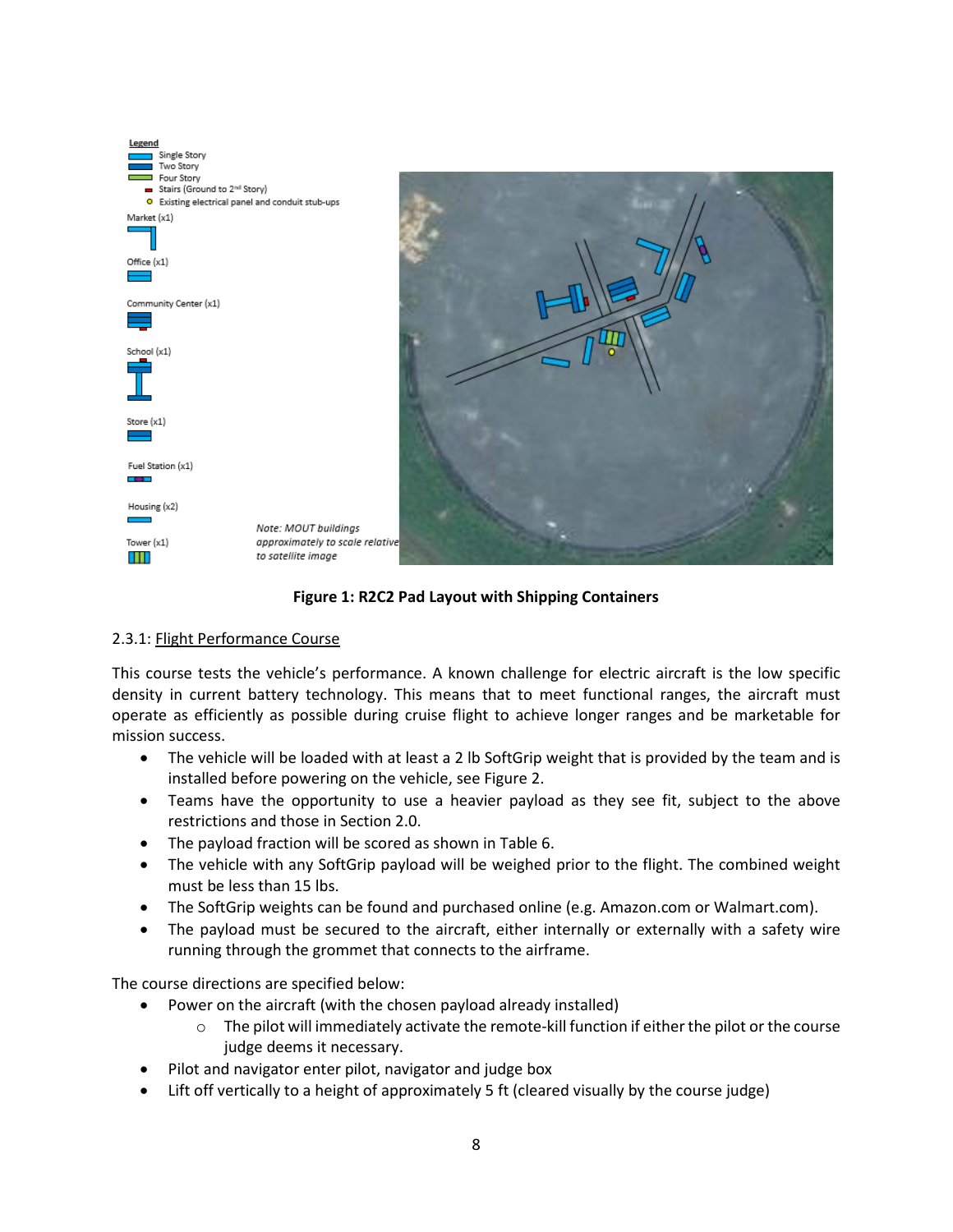**Figure 1: R2C2 Pad Layout with Shipping Containers**

2.3.1: Flight Performance Course

This course tests the vehicle's performance. A known challenge for electric aircraft is the low specific density in current battery technology. This means that to meet functional ranges, the aircraft must operate as efficiently as possible during cruise flight to achieve longer ranges and be marketable for mission success.

- The vehicle will be loaded with at least a 2 lb SoftGrip weight that is provided by the team and is installed before powering on the vehicle, see Figure 2.
- Teams have the opportunity to use a heavier payload as they see fit, subject to the above restrictions and those in Section 2.0.
- The payload fraction will be scored as shown in Table 6.
- The vehicle with any SoftGrip payload will be weighed prior to the flight. The combined weight must be less than 15 lbs.
- The SoftGrip weights can be found and purchased online (e.g. Amazon.com or Walmart.com).
- The payload must be secured to the aircraft, either internally or externally with a safety wire running through the grommet that connects to the airframe.

The course directions are specified below:

- Power on the aircraft (with the chosen payload already installed)
  - The pilot will immediately activate the remote-kill function if either the pilot or the course judge deems it necessary.
- Pilot and navigator enter pilot, navigator and judge box
- Lift off vertically to a height of approximately 5 ft (cleared visually by the course judge)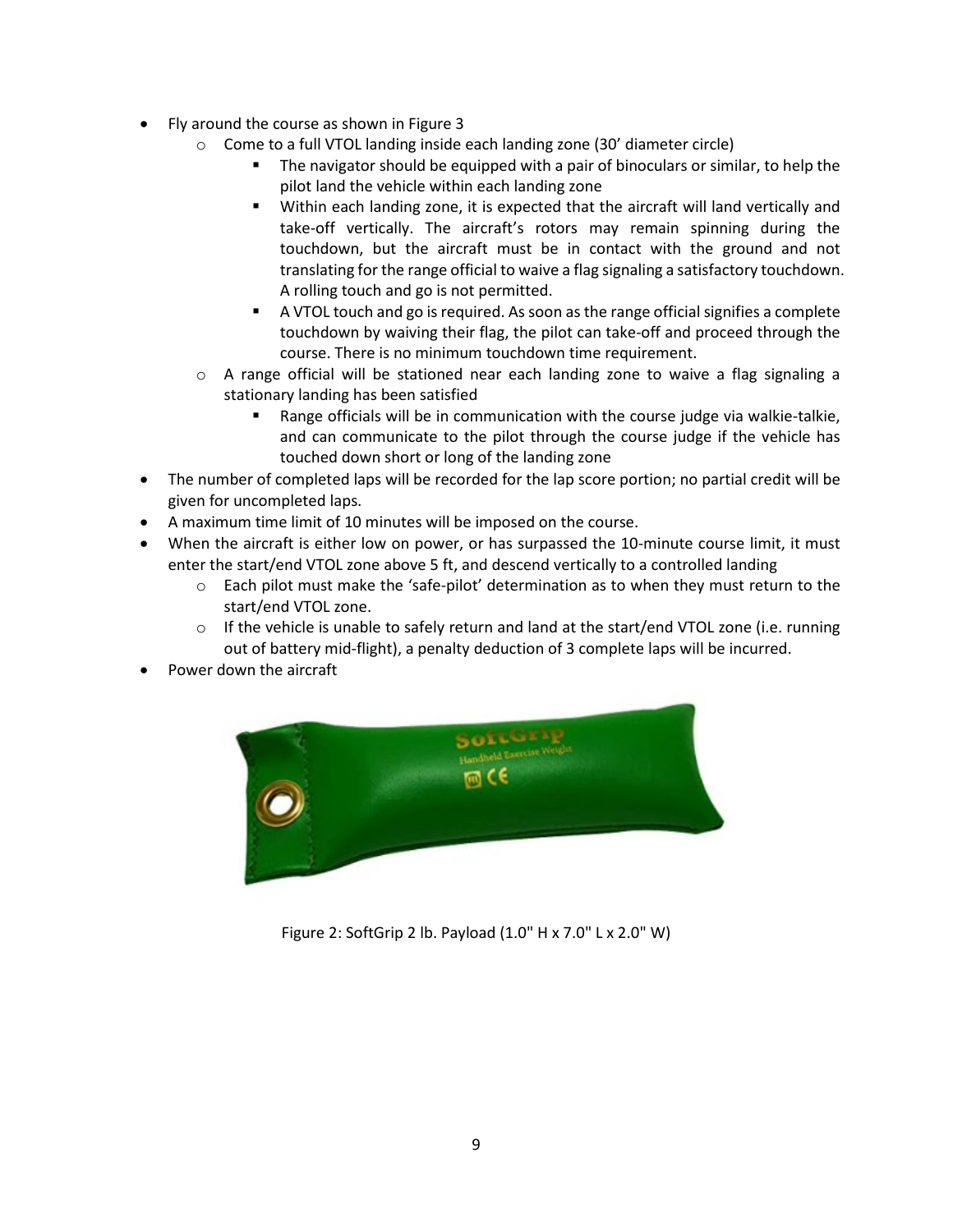- Fly around the course as shown in Figure 3
  - Come to a full VTOL landing inside each landing zone (30' diameter circle)
    - The navigator should be equipped with a pair of binoculars or similar, to help the pilot land the vehicle within each landing zone
    - Within each landing zone, it is expected that the aircraft will land vertically and take-off vertically. The aircraft's rotors may remain spinning during the touchdown, but the aircraft must be in contact with the ground and not translating for the range official to waive a flag signaling a satisfactory touchdown. A rolling touch and go is not permitted.
    - A VTOL touch and go is required. As soon as the range official signifies a complete touchdown by waiving their flag, the pilot can take-off and proceed through the course. There is no minimum touchdown time requirement.
  - A range official will be stationed near each landing zone to waive a flag signaling a stationary landing has been satisfied
    - Range officials will be in communication with the course judge via walkie-talkie, and can communicate to the pilot through the course judge if the vehicle has touched down short or long of the landing zone
- The number of completed laps will be recorded for the lap score portion; no partial credit will be given for uncompleted laps.
- A maximum time limit of 10 minutes will be imposed on the course.
- When the aircraft is either low on power, or has surpassed the 10-minute course limit, it must enter the start/end VTOL zone above 5 ft, and descend vertically to a controlled landing
  - Each pilot must make the 'safe-pilot' determination as to when they must return to the start/end VTOL zone.
  - If the vehicle is unable to safely return and land at the start/end VTOL zone (i.e. running out of battery mid-flight), a penalty deduction of 3 complete laps will be incurred.
- Power down the aircraft

Figure 2: SoftGrip 2 lb. Payload (1.0" H x 7.0" L x 2.0" W)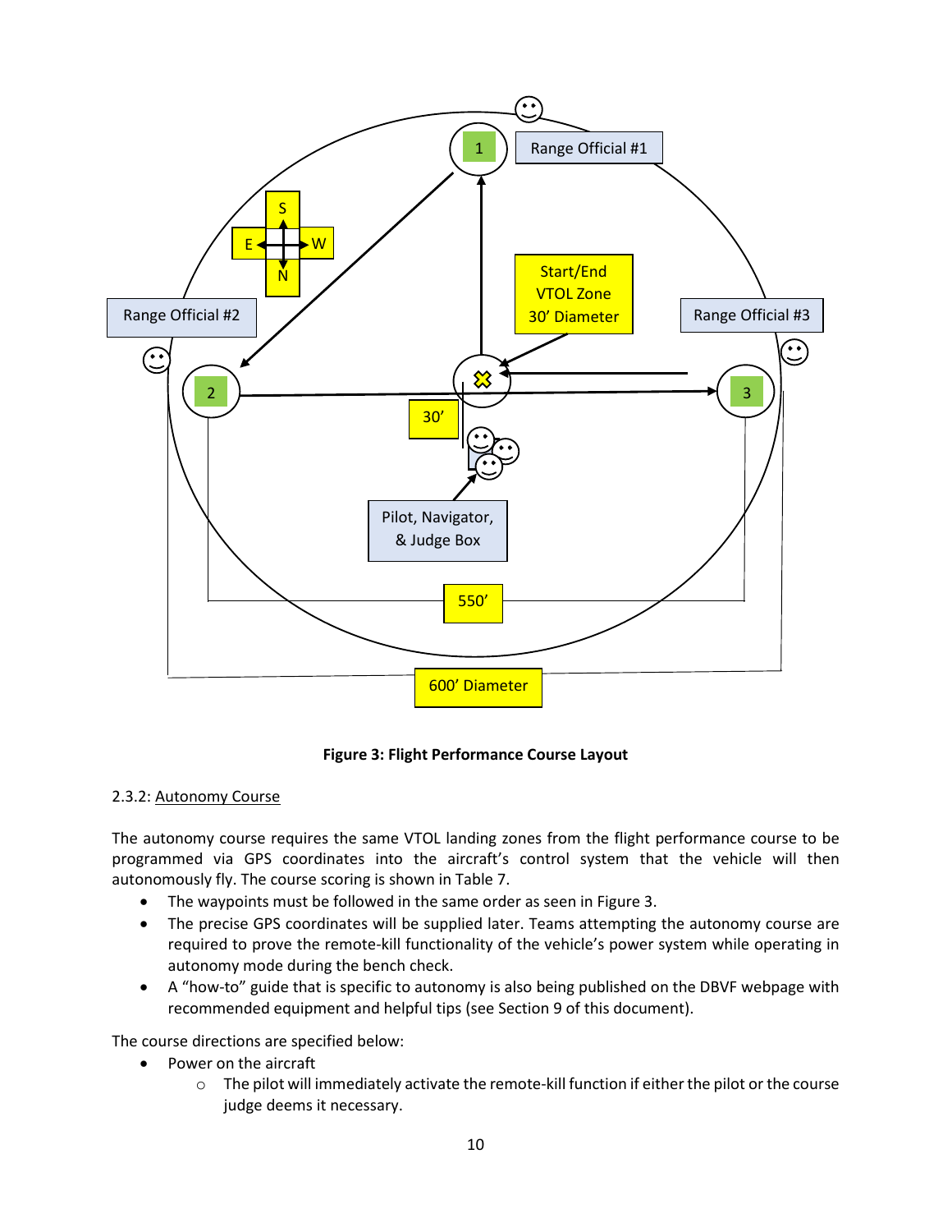**Figure 3: Flight Performance Course Layout**

2.3.2: Autonomy Course

The autonomy course requires the same VTOL landing zones from the flight performance course to be programmed via GPS coordinates into the aircraft's control system that the vehicle will then autonomously fly. The course scoring is shown in Table 7.

- The waypoints must be followed in the same order as seen in Figure 3.
- The precise GPS coordinates will be supplied later. Teams attempting the autonomy course are required to prove the remote-kill functionality of the vehicle's power system while operating in autonomy mode during the bench check.
- A "how-to" guide that is specific to autonomy is also being published on the DBVF webpage with recommended equipment and helpful tips (see Section 9 of this document).

The course directions are specified below:

- Power on the aircraft
  - The pilot will immediately activate the remote-kill function if either the pilot or the course judge deems it necessary.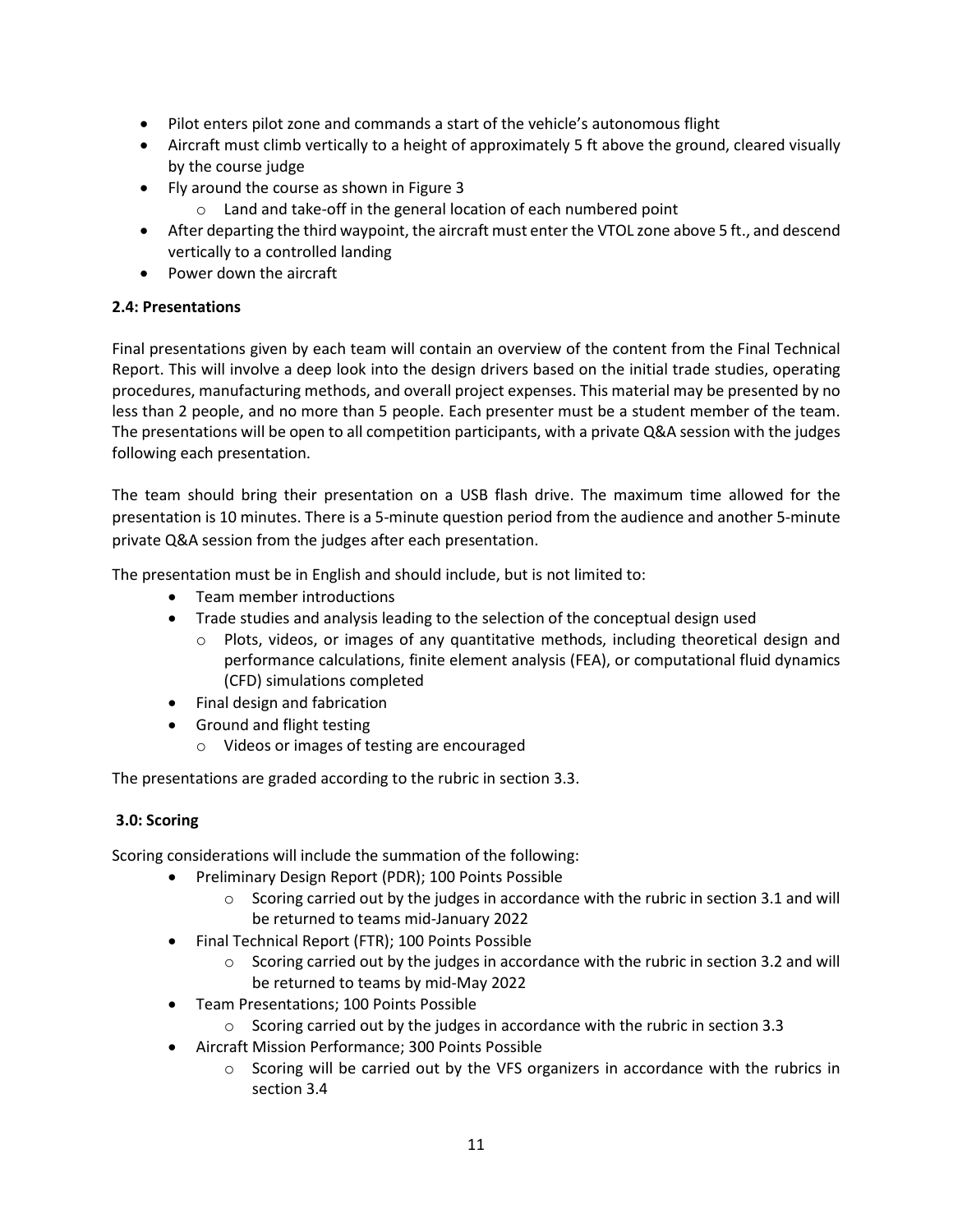- Pilot enters pilot zone and commands a start of the vehicle's autonomous flight
- Aircraft must climb vertically to a height of approximately 5 ft above the ground, cleared visually by the course judge
- Fly around the course as shown in Figure 3
  - Land and take-off in the general location of each numbered point
- After departing the third waypoint, the aircraft must enter the VTOL zone above 5 ft., and descend vertically to a controlled landing
- Power down the aircraft

### 2.4: Presentations

Final presentations given by each team will contain an overview of the content from the Final Technical Report. This will involve a deep look into the design drivers based on the initial trade studies, operating procedures, manufacturing methods, and overall project expenses. This material may be presented by no less than 2 people, and no more than 5 people. Each presenter must be a student member of the team. The presentations will be open to all competition participants, with a private Q&A session with the judges following each presentation.

The team should bring their presentation on a USB flash drive. The maximum time allowed for the presentation is 10 minutes. There is a 5-minute question period from the audience and another 5-minute private Q&A session from the judges after each presentation.

The presentation must be in English and should include, but is not limited to:

- Team member introductions
- Trade studies and analysis leading to the selection of the conceptual design used
  - Plots, videos, or images of any quantitative methods, including theoretical design and performance calculations, finite element analysis (FEA), or computational fluid dynamics (CFD) simulations completed
- Final design and fabrication
- Ground and flight testing
  - Videos or images of testing are encouraged

The presentations are graded according to the rubric in section 3.3.

## 3.0: Scoring

Scoring considerations will include the summation of the following:

- Preliminary Design Report (PDR); 100 Points Possible
  - Scoring carried out by the judges in accordance with the rubric in section 3.1 and will be returned to teams mid-January 2022
- Final Technical Report (FTR); 100 Points Possible
  - Scoring carried out by the judges in accordance with the rubric in section 3.2 and will be returned to teams by mid-May 2022
- Team Presentations; 100 Points Possible
  - Scoring carried out by the judges in accordance with the rubric in section 3.3
- Aircraft Mission Performance; 300 Points Possible
  - Scoring will be carried out by the VFS organizers in accordance with the rubrics in section 3.4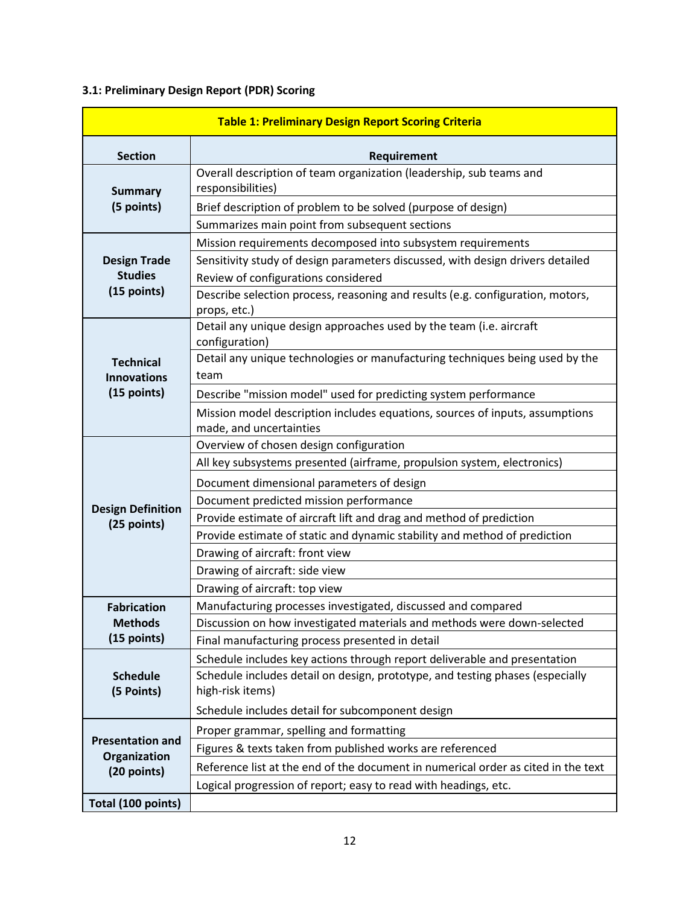### 3.1: Preliminary Design Report (PDR) Scoring

**Table 1: Preliminary Design Report Scoring Criteria**

| Section | Requirement |
|---|---|
| **Summary (5 points)** | Overall description of team organization (leadership, sub teams and responsibilities) |
| | Brief description of problem to be solved (purpose of design) |
| | Summarizes main point from subsequent sections |
| **Design Trade Studies (15 points)** | Mission requirements decomposed into subsystem requirements |
| | Sensitivity study of design parameters discussed, with design drivers detailed Review of configurations considered |
| | Describe selection process, reasoning and results (e.g. configuration, motors, props, etc.) |
| **Technical Innovations (15 points)** | Detail any unique design approaches used by the team (i.e. aircraft configuration) |
| | Detail any unique technologies or manufacturing techniques being used by the team |
| | Describe "mission model" used for predicting system performance |
| | Mission model description includes equations, sources of inputs, assumptions made, and uncertainties |
| **Design Definition (25 points)** | Overview of chosen design configuration |
| | All key subsystems presented (airframe, propulsion system, electronics) |
| | Document dimensional parameters of design |
| | Document predicted mission performance |
| | Provide estimate of aircraft lift and drag and method of prediction |
| | Provide estimate of static and dynamic stability and method of prediction |
| | Drawing of aircraft: front view |
| | Drawing of aircraft: side view |
| | Drawing of aircraft: top view |
| **Fabrication Methods (15 points)** | Manufacturing processes investigated, discussed and compared |
| | Discussion on how investigated materials and methods were down-selected |
| | Final manufacturing process presented in detail |
| **Schedule (5 Points)** | Schedule includes key actions through report deliverable and presentation |
| | Schedule includes detail on design, prototype, and testing phases (especially high-risk items) |
| | Schedule includes detail for subcomponent design |
| **Presentation and Organization (20 points)** | Proper grammar, spelling and formatting |
| | Figures & texts taken from published works are referenced |
| | Reference list at the end of the document in numerical order as cited in the text |
| | Logical progression of report; easy to read with headings, etc. |
| **Total (100 points)** | |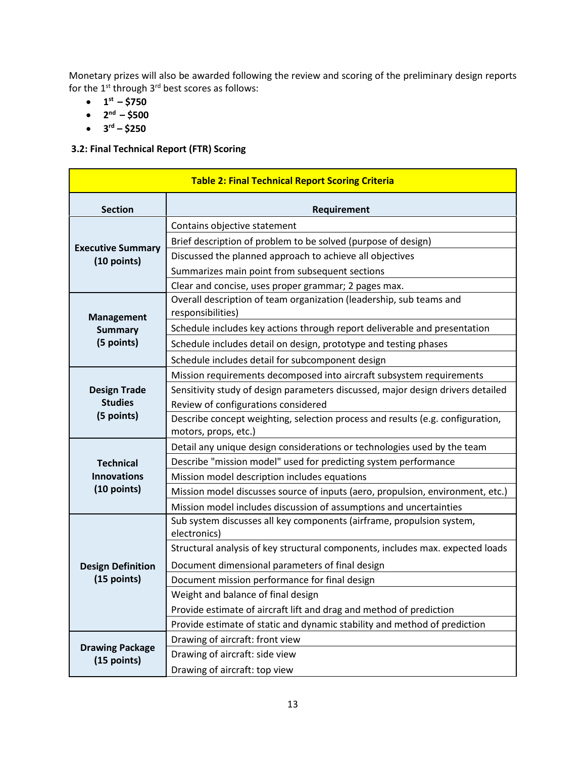Monetary prizes will also be awarded following the review and scoring of the preliminary design reports for the 1st through 3rd best scores as follows:

- **1st – $750**
- **2nd – $500**
- **3rd – $250**

### 3.2: Final Technical Report (FTR) Scoring

| Table 2: Final Technical Report Scoring Criteria | |
|---|---|
| **Section** | **Requirement** |
| **Executive Summary (10 points)** | Contains objective statement |
| | Brief description of problem to be solved (purpose of design) |
| | Discussed the planned approach to achieve all objectives |
| | Summarizes main point from subsequent sections |
| | Clear and concise, uses proper grammar; 2 pages max. |
| **Management Summary (5 points)** | Overall description of team organization (leadership, sub teams and responsibilities) |
| | Schedule includes key actions through report deliverable and presentation |
| | Schedule includes detail on design, prototype and testing phases |
| | Schedule includes detail for subcomponent design |
| **Design Trade Studies (5 points)** | Mission requirements decomposed into aircraft subsystem requirements |
| | Sensitivity study of design parameters discussed, major design drivers detailed |
| | Review of configurations considered |
| | Describe concept weighting, selection process and results (e.g. configuration, motors, props, etc.) |
| **Technical Innovations (10 points)** | Detail any unique design considerations or technologies used by the team |
| | Describe "mission model" used for predicting system performance |
| | Mission model description includes equations |
| | Mission model discusses source of inputs (aero, propulsion, environment, etc.) |
| | Mission model includes discussion of assumptions and uncertainties |
| **Design Definition (15 points)** | Sub system discusses all key components (airframe, propulsion system, electronics) |
| | Structural analysis of key structural components, includes max. expected loads |
| | Document dimensional parameters of final design |
| | Document mission performance for final design |
| | Weight and balance of final design |
| | Provide estimate of aircraft lift and drag and method of prediction |
| | Provide estimate of static and dynamic stability and method of prediction |
| **Drawing Package (15 points)** | Drawing of aircraft: front view |
| | Drawing of aircraft: side view |
| | Drawing of aircraft: top view |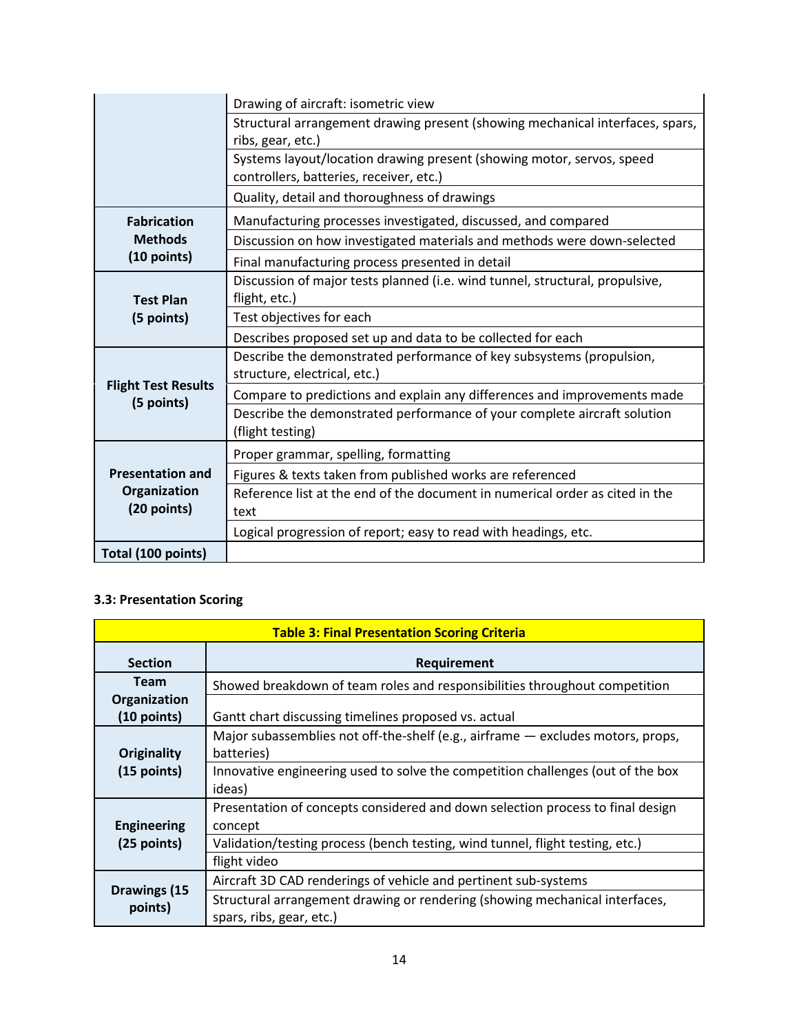| | |
|---|---|
| | Drawing of aircraft: isometric view |
| | Structural arrangement drawing present (showing mechanical interfaces, spars, ribs, gear, etc.) |
| | Systems layout/location drawing present (showing motor, servos, speed controllers, batteries, receiver, etc.) |
| | Quality, detail and thoroughness of drawings |
| **Fabrication Methods (10 points)** | Manufacturing processes investigated, discussed, and compared |
| | Discussion on how investigated materials and methods were down-selected |
| | Final manufacturing process presented in detail |
| **Test Plan (5 points)** | Discussion of major tests planned (i.e. wind tunnel, structural, propulsive, flight, etc.) |
| | Test objectives for each |
| | Describes proposed set up and data to be collected for each |
| **Flight Test Results (5 points)** | Describe the demonstrated performance of key subsystems (propulsion, structure, electrical, etc.) |
| | Compare to predictions and explain any differences and improvements made |
| | Describe the demonstrated performance of your complete aircraft solution (flight testing) |
| **Presentation and Organization (20 points)** | Proper grammar, spelling, formatting |
| | Figures & texts taken from published works are referenced |
| | Reference list at the end of the document in numerical order as cited in the text |
| | Logical progression of report; easy to read with headings, etc. |
| **Total (100 points)** | |

### 3.3: Presentation Scoring

**Table 3: Final Presentation Scoring Criteria**

| Section | Requirement |
|---|---|
| **Team Organization (10 points)** | Showed breakdown of team roles and responsibilities throughout competition |
| | Gantt chart discussing timelines proposed vs. actual |
| **Originality (15 points)** | Major subassemblies not off-the-shelf (e.g., airframe — excludes motors, props, batteries) |
| | Innovative engineering used to solve the competition challenges (out of the box ideas) |
| **Engineering (25 points)** | Presentation of concepts considered and down selection process to final design concept |
| | Validation/testing process (bench testing, wind tunnel, flight testing, etc.) |
| | flight video |
| **Drawings (15 points)** | Aircraft 3D CAD renderings of vehicle and pertinent sub-systems |
| | Structural arrangement drawing or rendering (showing mechanical interfaces, spars, ribs, gear, etc.) |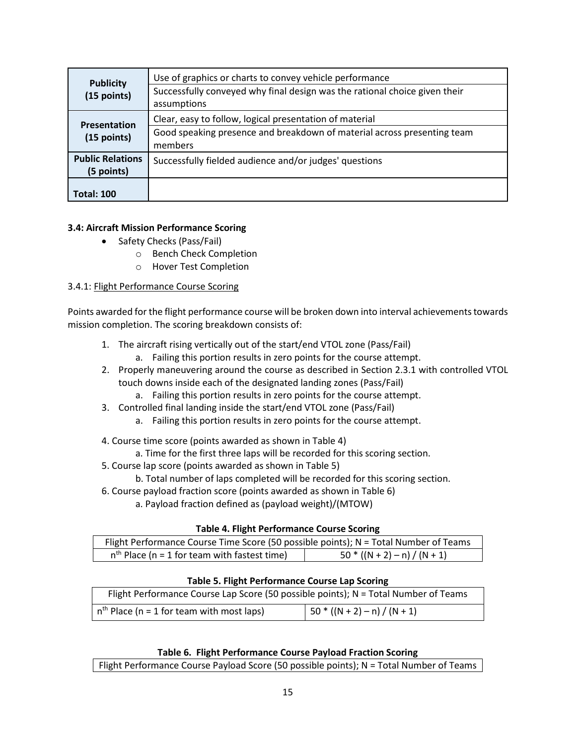| | |
|---|---|
| **Publicity (15 points)** | Use of graphics or charts to convey vehicle performance |
| | Successfully conveyed why final design was the rational choice given their assumptions |
| **Presentation (15 points)** | Clear, easy to follow, logical presentation of material |
| | Good speaking presence and breakdown of material across presenting team members |
| **Public Relations (5 points)** | Successfully fielded audience and/or judges' questions |
| **Total: 100** | |

**3.4: Aircraft Mission Performance Scoring**

- Safety Checks (Pass/Fail)
  - Bench Check Completion
  - Hover Test Completion

3.4.1: Flight Performance Course Scoring

Points awarded for the flight performance course will be broken down into interval achievements towards mission completion. The scoring breakdown consists of:

1. The aircraft rising vertically out of the start/end VTOL zone (Pass/Fail)
   a. Failing this portion results in zero points for the course attempt.
2. Properly maneuvering around the course as described in Section 2.3.1 with controlled VTOL touch downs inside each of the designated landing zones (Pass/Fail)
   a. Failing this portion results in zero points for the course attempt.
3. Controlled final landing inside the start/end VTOL zone (Pass/Fail)
   a. Failing this portion results in zero points for the course attempt.

4. Course time score (points awarded as shown in Table 4)
   a. Time for the first three laps will be recorded for this scoring section.
5. Course lap score (points awarded as shown in Table 5)
   b. Total number of laps completed will be recorded for this scoring section.
6. Course payload fraction score (points awarded as shown in Table 6)
   a. Payload fraction defined as (payload weight)/(MTOW)

**Table 4. Flight Performance Course Scoring**

| Flight Performance Course Time Score (50 possible points); N = Total Number of Teams | |
|---|---|
| $n^{th}$ Place (n = 1 for team with fastest time) | $50 * ((N + 2) – n) / (N + 1)$ |

**Table 5. Flight Performance Course Lap Scoring**

| Flight Performance Course Lap Score (50 possible points); N = Total Number of Teams | |
|---|---|
| $n^{th}$ Place (n = 1 for team with most laps) | $50 * ((N + 2) – n) / (N + 1)$ |

**Table 6. Flight Performance Course Payload Fraction Scoring**

| Flight Performance Course Payload Score (50 possible points); N = Total Number of Teams |
|---|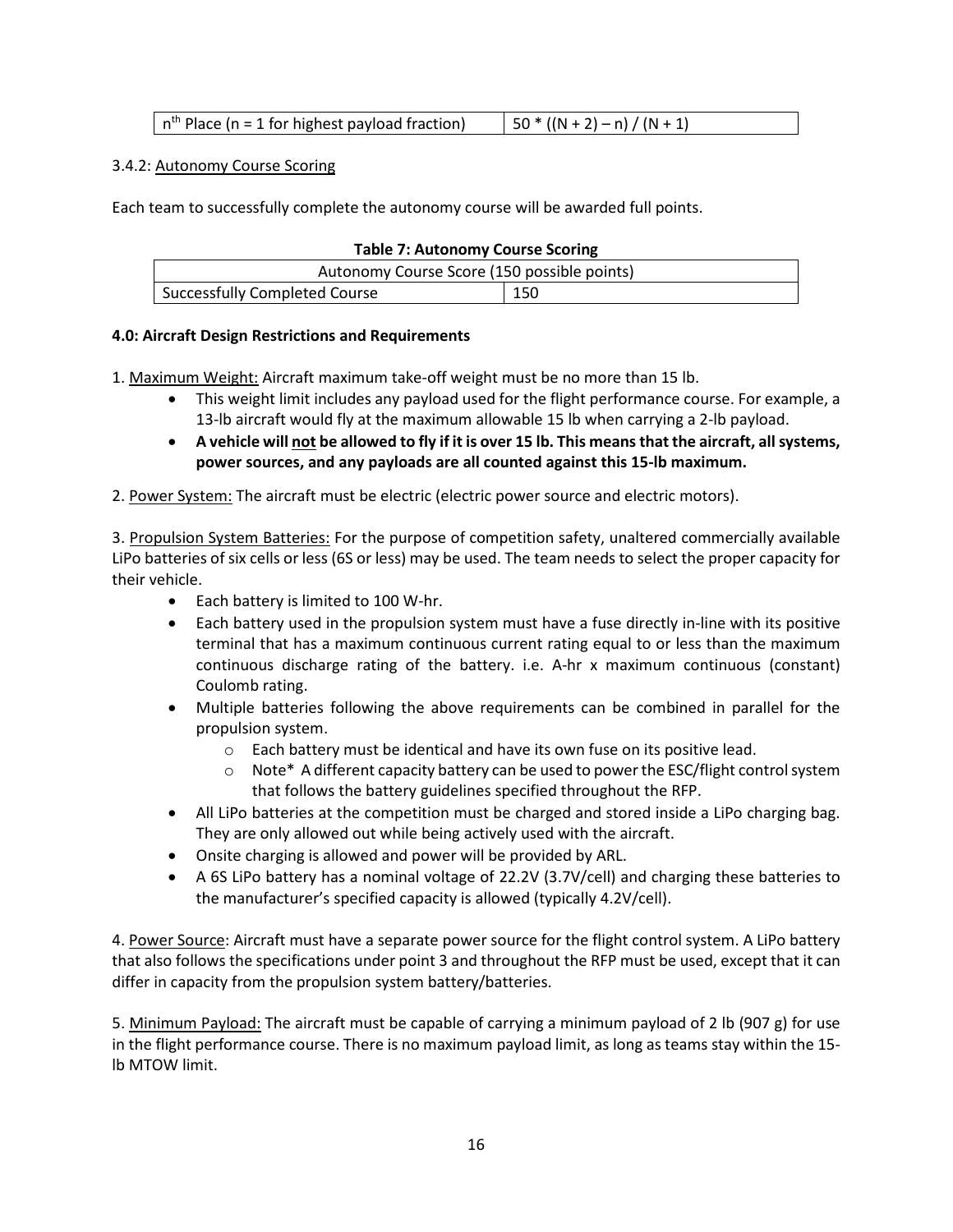| $n^{th}$ Place (n = 1 for highest payload fraction) | $50 * ((N + 2) – n) / (N + 1)$ |
|---|---|

3.4.2: Autonomy Course Scoring

Each team to successfully complete the autonomy course will be awarded full points.

**Table 7: Autonomy Course Scoring**

| Autonomy Course Score (150 possible points) | |
|---|---|
| Successfully Completed Course | 150 |

**4.0: Aircraft Design Restrictions and Requirements**

1. Maximum Weight: Aircraft maximum take-off weight must be no more than 15 lb.
    - This weight limit includes any payload used for the flight performance course. For example, a 13-lb aircraft would fly at the maximum allowable 15 lb when carrying a 2-lb payload.
    - **A vehicle will not be allowed to fly if it is over 15 lb. This means that the aircraft, all systems, power sources, and any payloads are all counted against this 15-lb maximum.**

2. Power System: The aircraft must be electric (electric power source and electric motors).

3. Propulsion System Batteries: For the purpose of competition safety, unaltered commercially available LiPo batteries of six cells or less (6S or less) may be used. The team needs to select the proper capacity for their vehicle.
    - Each battery is limited to 100 W-hr.
    - Each battery used in the propulsion system must have a fuse directly in-line with its positive terminal that has a maximum continuous current rating equal to or less than the maximum continuous discharge rating of the battery. i.e. A-hr x maximum continuous (constant) Coulomb rating.
    - Multiple batteries following the above requirements can be combined in parallel for the propulsion system.
        - Each battery must be identical and have its own fuse on its positive lead.
        - Note* A different capacity battery can be used to power the ESC/flight control system that follows the battery guidelines specified throughout the RFP.
    - All LiPo batteries at the competition must be charged and stored inside a LiPo charging bag. They are only allowed out while being actively used with the aircraft.
    - Onsite charging is allowed and power will be provided by ARL.
    - A 6S LiPo battery has a nominal voltage of 22.2V (3.7V/cell) and charging these batteries to the manufacturer's specified capacity is allowed (typically 4.2V/cell).

4. Power Source: Aircraft must have a separate power source for the flight control system. A LiPo battery that also follows the specifications under point 3 and throughout the RFP must be used, except that it can differ in capacity from the propulsion system battery/batteries.

5. Minimum Payload: The aircraft must be capable of carrying a minimum payload of 2 lb (907 g) for use in the flight performance course. There is no maximum payload limit, as long as teams stay within the 15-lb MTOW limit.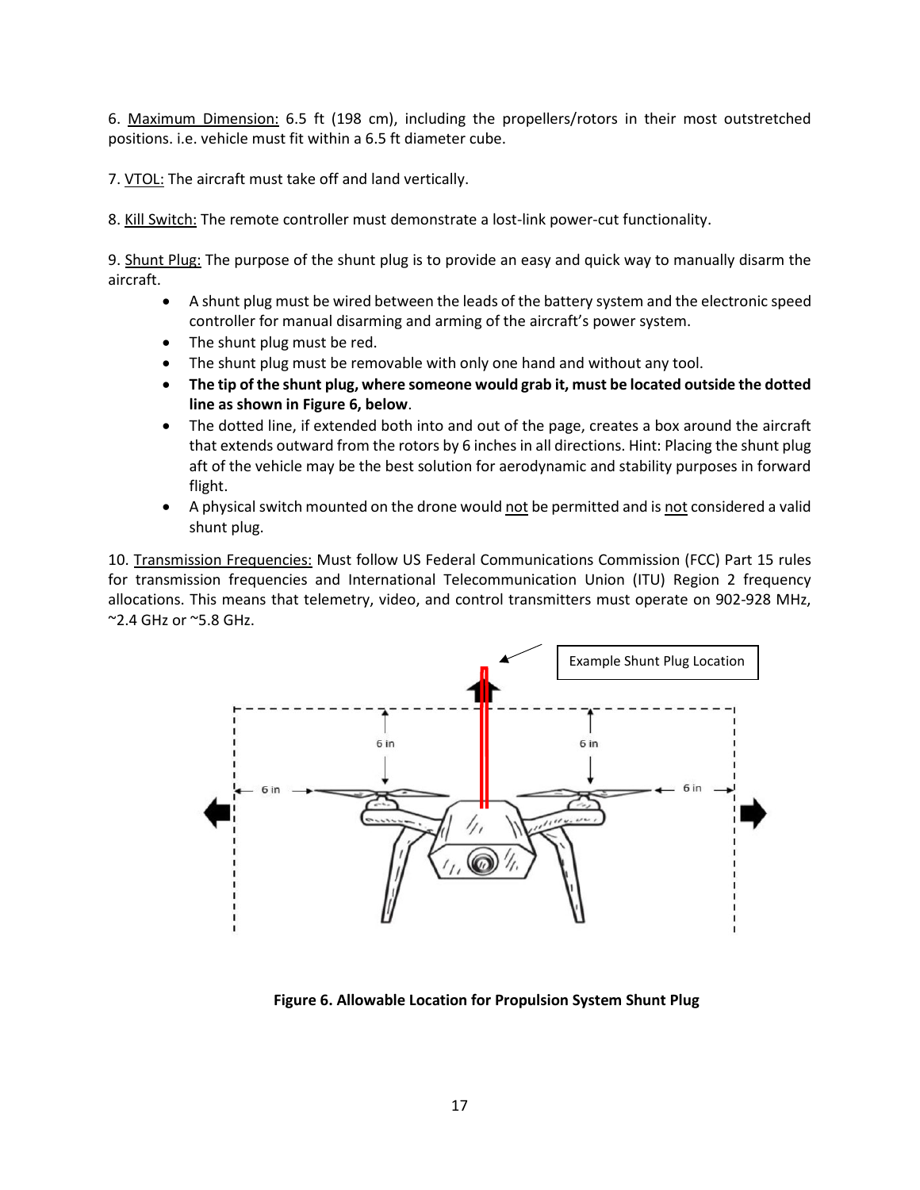6. Maximum Dimension: 6.5 ft (198 cm), including the propellers/rotors in their most outstretched positions. i.e. vehicle must fit within a 6.5 ft diameter cube.

7. VTOL: The aircraft must take off and land vertically.

8. Kill Switch: The remote controller must demonstrate a lost-link power-cut functionality.

9. Shunt Plug: The purpose of the shunt plug is to provide an easy and quick way to manually disarm the aircraft.

- A shunt plug must be wired between the leads of the battery system and the electronic speed controller for manual disarming and arming of the aircraft's power system.
- The shunt plug must be red.
- The shunt plug must be removable with only one hand and without any tool.
- **The tip of the shunt plug, where someone would grab it, must be located outside the dotted line as shown in Figure 6, below**.
- The dotted line, if extended both into and out of the page, creates a box around the aircraft that extends outward from the rotors by 6 inches in all directions. Hint: Placing the shunt plug aft of the vehicle may be the best solution for aerodynamic and stability purposes in forward flight.
- A physical switch mounted on the drone would not be permitted and is not considered a valid shunt plug.

10. Transmission Frequencies: Must follow US Federal Communications Commission (FCC) Part 15 rules for transmission frequencies and International Telecommunication Union (ITU) Region 2 frequency allocations. This means that telemetry, video, and control transmitters must operate on 902-928 MHz, ~2.4 GHz or ~5.8 GHz.

**Figure 6. Allowable Location for Propulsion System Shunt Plug**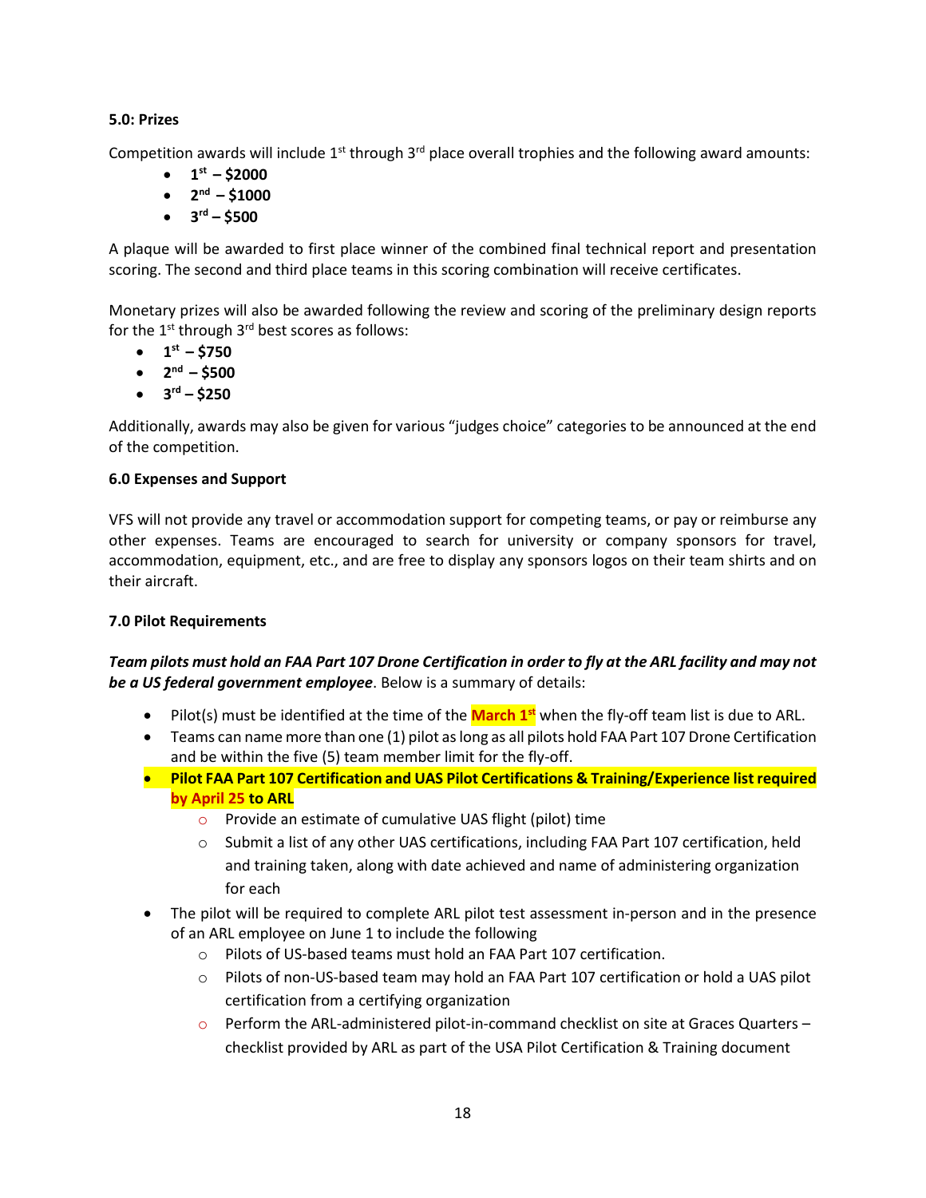### 5.0: Prizes

Competition awards will include 1st through 3rd place overall trophies and the following award amounts:

- **1st – $2000**
- **2nd – $1000**
- **3rd – $500**

A plaque will be awarded to first place winner of the combined final technical report and presentation scoring. The second and third place teams in this scoring combination will receive certificates.

Monetary prizes will also be awarded following the review and scoring of the preliminary design reports for the 1st through 3rd best scores as follows:

- **1st – $750**
- **2nd – $500**
- **3rd – $250**

Additionally, awards may also be given for various "judges choice" categories to be announced at the end of the competition.

### 6.0 Expenses and Support

VFS will not provide any travel or accommodation support for competing teams, or pay or reimburse any other expenses. Teams are encouraged to search for university or company sponsors for travel, accommodation, equipment, etc., and are free to display any sponsors logos on their team shirts and on their aircraft.

### 7.0 Pilot Requirements

***Team pilots must hold an FAA Part 107 Drone Certification in order to fly at the ARL facility and may not be a US federal government employee***. Below is a summary of details:

- Pilot(s) must be identified at the time of the **March 1st** when the fly-off team list is due to ARL.
- Teams can name more than one (1) pilot as long as all pilots hold FAA Part 107 Drone Certification and be within the five (5) team member limit for the fly-off.
- **Pilot FAA Part 107 Certification and UAS Pilot Certifications & Training/Experience list required by April 25 to ARL**
  - Provide an estimate of cumulative UAS flight (pilot) time
  - Submit a list of any other UAS certifications, including FAA Part 107 certification, held and training taken, along with date achieved and name of administering organization for each
- The pilot will be required to complete ARL pilot test assessment in-person and in the presence of an ARL employee on June 1 to include the following
  - Pilots of US-based teams must hold an FAA Part 107 certification.
  - Pilots of non-US-based team may hold an FAA Part 107 certification or hold a UAS pilot certification from a certifying organization
  - Perform the ARL-administered pilot-in-command checklist on site at Graces Quarters – checklist provided by ARL as part of the USA Pilot Certification & Training document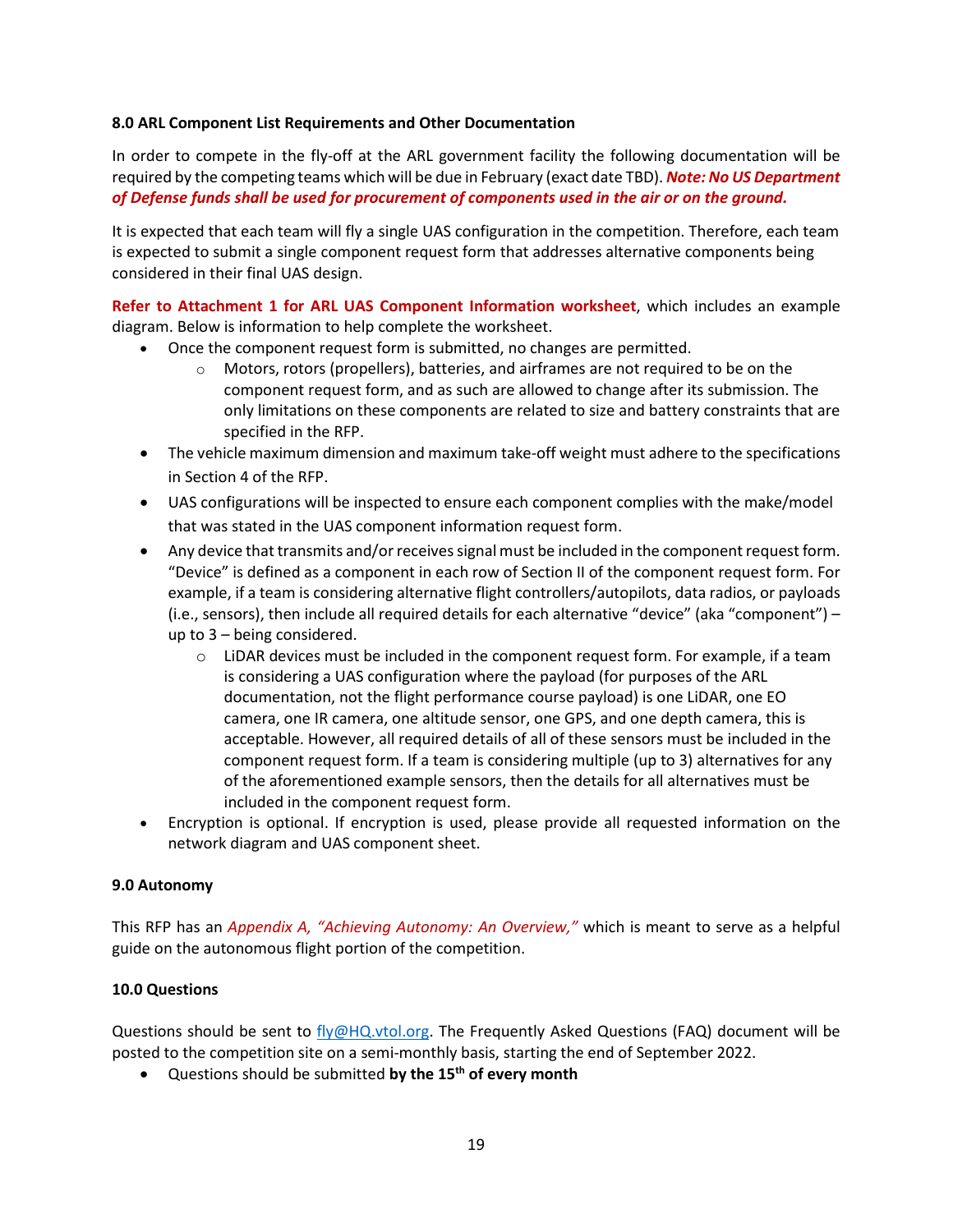### 8.0 ARL Component List Requirements and Other Documentation

In order to compete in the fly-off at the ARL government facility the following documentation will be required by the competing teams which will be due in February (exact date TBD). ***Note: No US Department of Defense funds shall be used for procurement of components used in the air or on the ground.***

It is expected that each team will fly a single UAS configuration in the competition. Therefore, each team is expected to submit a single component request form that addresses alternative components being considered in their final UAS design.

**Refer to Attachment 1 for ARL UAS Component Information worksheet**, which includes an example diagram. Below is information to help complete the worksheet.

- Once the component request form is submitted, no changes are permitted.
  - Motors, rotors (propellers), batteries, and airframes are not required to be on the component request form, and as such are allowed to change after its submission. The only limitations on these components are related to size and battery constraints that are specified in the RFP.
- The vehicle maximum dimension and maximum take-off weight must adhere to the specifications in Section 4 of the RFP.
- UAS configurations will be inspected to ensure each component complies with the make/model that was stated in the UAS component information request form.
- Any device that transmits and/or receives signal must be included in the component request form. "Device" is defined as a component in each row of Section II of the component request form. For example, if a team is considering alternative flight controllers/autopilots, data radios, or payloads (i.e., sensors), then include all required details for each alternative "device" (aka "component") – up to 3 – being considered.
  - LiDAR devices must be included in the component request form. For example, if a team is considering a UAS configuration where the payload (for purposes of the ARL documentation, not the flight performance course payload) is one LiDAR, one EO camera, one IR camera, one altitude sensor, one GPS, and one depth camera, this is acceptable. However, all required details of all of these sensors must be included in the component request form. If a team is considering multiple (up to 3) alternatives for any of the aforementioned example sensors, then the details for all alternatives must be included in the component request form.
- Encryption is optional. If encryption is used, please provide all requested information on the network diagram and UAS component sheet.

### 9.0 Autonomy

This RFP has an *Appendix A, "Achieving Autonomy: An Overview,"* which is meant to serve as a helpful guide on the autonomous flight portion of the competition.

### 10.0 Questions

Questions should be sent to fly@HQ.vtol.org. The Frequently Asked Questions (FAQ) document will be posted to the competition site on a semi-monthly basis, starting the end of September 2022.

- Questions should be submitted **by the 15th of every month**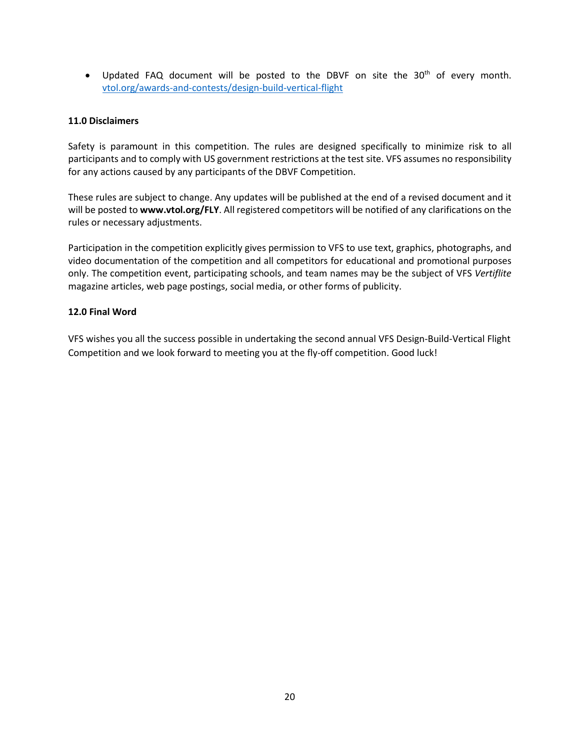- Updated FAQ document will be posted to the DBVF on site the 30th of every month. [vtol.org/awards-and-contests/design-build-vertical-flight](vtol.org/awards-and-contests/design-build-vertical-flight)

**11.0 Disclaimers**

Safety is paramount in this competition. The rules are designed specifically to minimize risk to all participants and to comply with US government restrictions at the test site. VFS assumes no responsibility for any actions caused by any participants of the DBVF Competition.

These rules are subject to change. Any updates will be published at the end of a revised document and it will be posted to **www.vtol.org/FLY**. All registered competitors will be notified of any clarifications on the rules or necessary adjustments.

Participation in the competition explicitly gives permission to VFS to use text, graphics, photographs, and video documentation of the competition and all competitors for educational and promotional purposes only. The competition event, participating schools, and team names may be the subject of VFS *Vertiflite* magazine articles, web page postings, social media, or other forms of publicity.

**12.0 Final Word**

VFS wishes you all the success possible in undertaking the second annual VFS Design-Build-Vertical Flight Competition and we look forward to meeting you at the fly-off competition. Good luck!